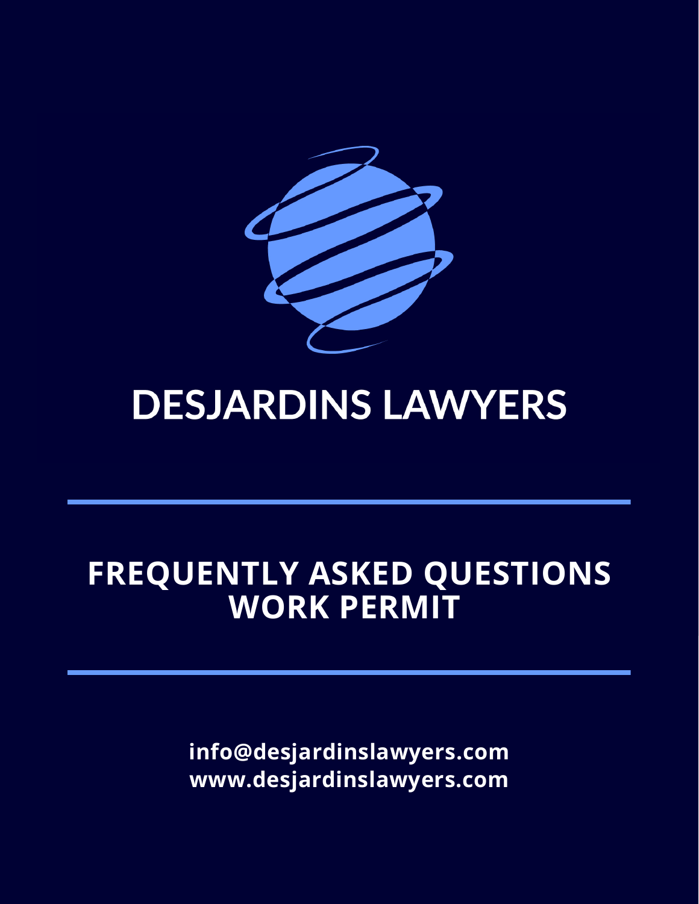# DESJARDINS LAWYERS

## FREQUENTLY ASKED QUESTIONS WORK PERMIT

**info@desjardinslawyers.com**
**www.desjardinslawyers.com**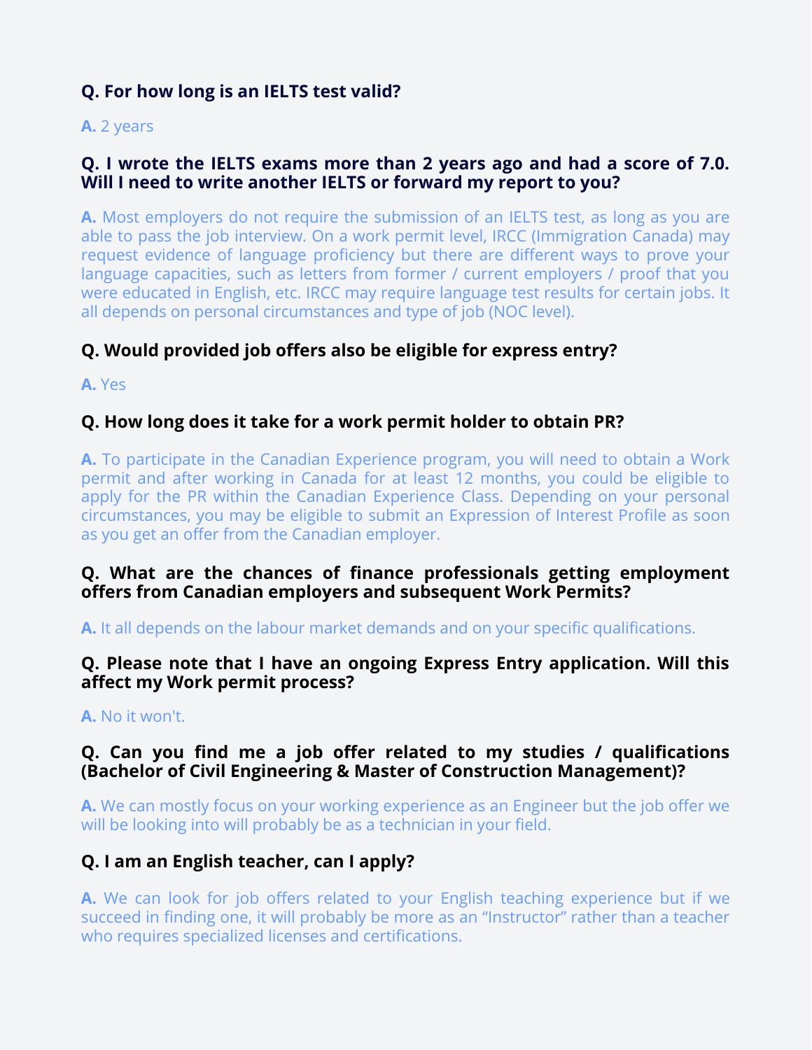**Q. For how long is an IELTS test valid?**

**A.** 2 years

**Q. I wrote the IELTS exams more than 2 years ago and had a score of 7.0. Will I need to write another IELTS or forward my report to you?**

**A.** Most employers do not require the submission of an IELTS test, as long as you are able to pass the job interview. On a work permit level, IRCC (Immigration Canada) may request evidence of language proficiency but there are different ways to prove your language capacities, such as letters from former / current employers / proof that you were educated in English, etc. IRCC may require language test results for certain jobs. It all depends on personal circumstances and type of job (NOC level).

**Q. Would provided job offers also be eligible for express entry?**

**A.** Yes

**Q. How long does it take for a work permit holder to obtain PR?**

**A.** To participate in the Canadian Experience program, you will need to obtain a Work permit and after working in Canada for at least 12 months, you could be eligible to apply for the PR within the Canadian Experience Class. Depending on your personal circumstances, you may be eligible to submit an Expression of Interest Profile as soon as you get an offer from the Canadian employer.

**Q. What are the chances of finance professionals getting employment offers from Canadian employers and subsequent Work Permits?**

**A.** It all depends on the labour market demands and on your specific qualifications.

**Q. Please note that I have an ongoing Express Entry application. Will this affect my Work permit process?**

**A.** No it won't.

**Q. Can you find me a job offer related to my studies / qualifications (Bachelor of Civil Engineering & Master of Construction Management)?**

**A.** We can mostly focus on your working experience as an Engineer but the job offer we will be looking into will probably be as a technician in your field.

**Q. I am an English teacher, can I apply?**

**A.** We can look for job offers related to your English teaching experience but if we succeed in finding one, it will probably be more as an “Instructor” rather than a teacher who requires specialized licenses and certifications.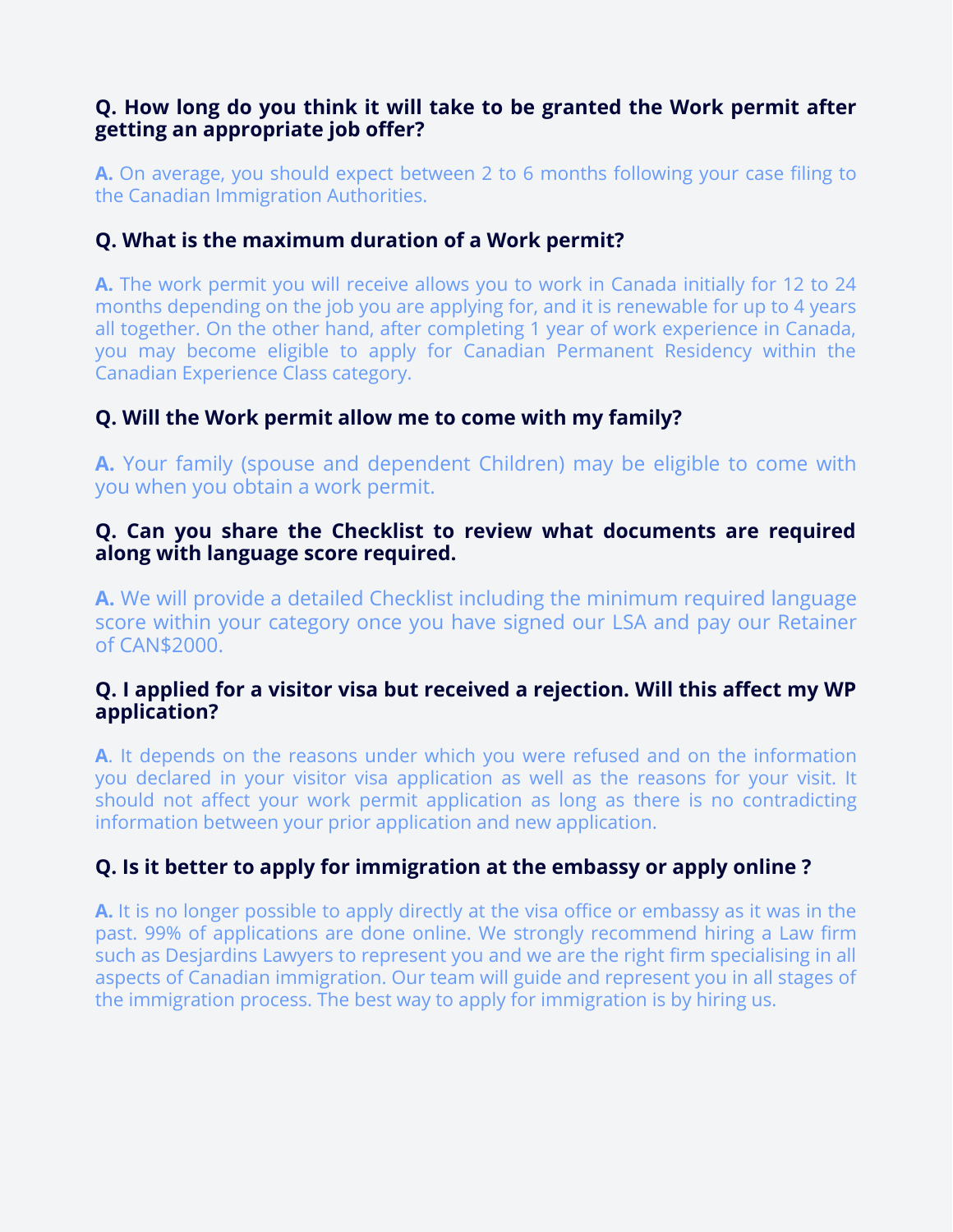**Q. How long do you think it will take to be granted the Work permit after getting an appropriate job offer?**

**A.** On average, you should expect between 2 to 6 months following your case filing to the Canadian Immigration Authorities.

**Q. What is the maximum duration of a Work permit?**

**A.** The work permit you will receive allows you to work in Canada initially for 12 to 24 months depending on the job you are applying for, and it is renewable for up to 4 years all together. On the other hand, after completing 1 year of work experience in Canada, you may become eligible to apply for Canadian Permanent Residency within the Canadian Experience Class category.

**Q. Will the Work permit allow me to come with my family?**

**A.** Your family (spouse and dependent Children) may be eligible to come with you when you obtain a work permit.

**Q. Can you share the Checklist to review what documents are required along with language score required.**

**A.** We will provide a detailed Checklist including the minimum required language score within your category once you have signed our LSA and pay our Retainer of CAN$2000.

**Q. I applied for a visitor visa but received a rejection. Will this affect my WP application?**

**A**. It depends on the reasons under which you were refused and on the information you declared in your visitor visa application as well as the reasons for your visit. It should not affect your work permit application as long as there is no contradicting information between your prior application and new application.

**Q. Is it better to apply for immigration at the embassy or apply online ?**

**A.** It is no longer possible to apply directly at the visa office or embassy as it was in the past. 99% of applications are done online. We strongly recommend hiring a Law firm such as Desjardins Lawyers to represent you and we are the right firm specialising in all aspects of Canadian immigration. Our team will guide and represent you in all stages of the immigration process. The best way to apply for immigration is by hiring us.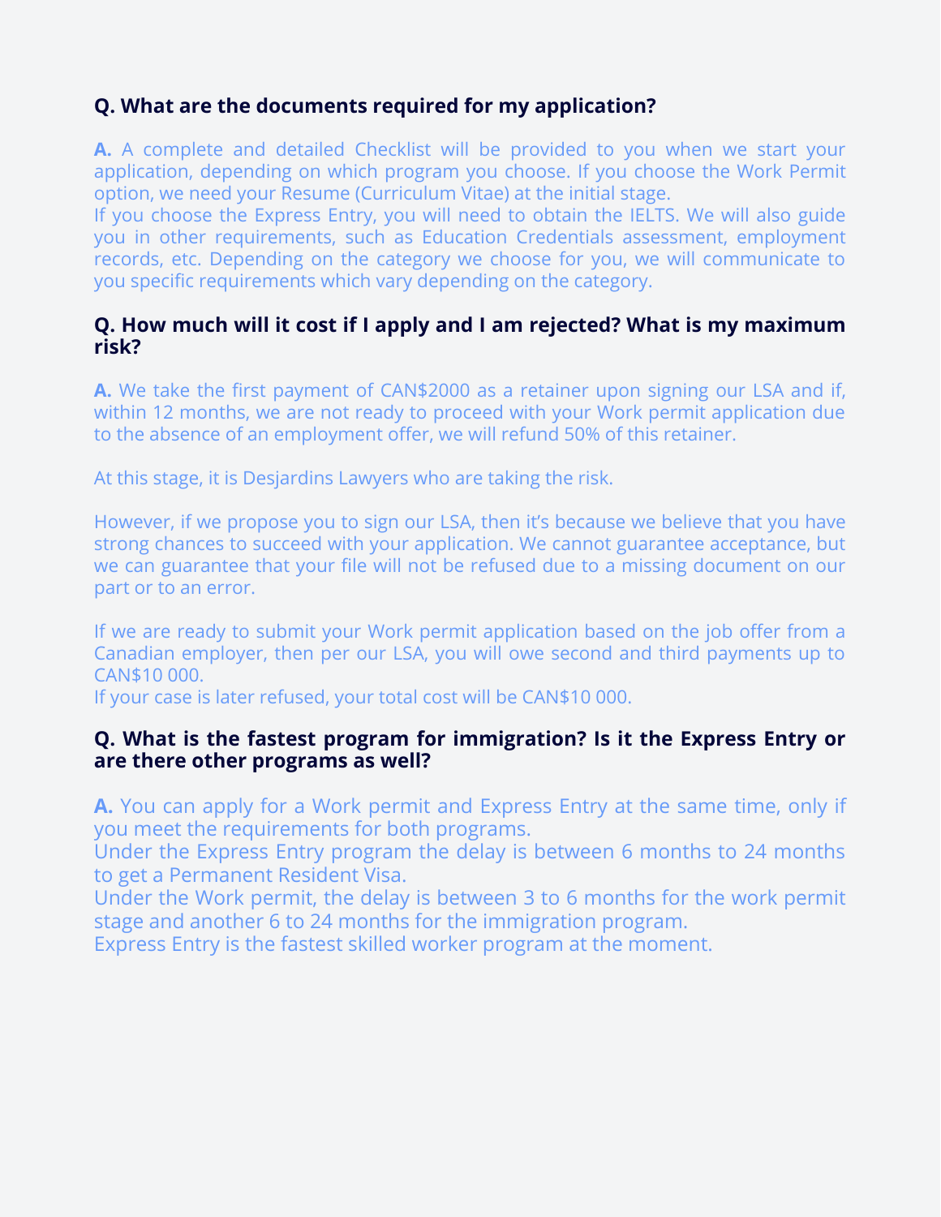**Q. What are the documents required for my application?**

**A.** A complete and detailed Checklist will be provided to you when we start your application, depending on which program you choose. If you choose the Work Permit option, we need your Resume (Curriculum Vitae) at the initial stage.
If you choose the Express Entry, you will need to obtain the IELTS. We will also guide you in other requirements, such as Education Credentials assessment, employment records, etc. Depending on the category we choose for you, we will communicate to you specific requirements which vary depending on the category.

**Q. How much will it cost if I apply and I am rejected? What is my maximum risk?**

**A.** We take the first payment of CAN$2000 as a retainer upon signing our LSA and if, within 12 months, we are not ready to proceed with your Work permit application due to the absence of an employment offer, we will refund 50% of this retainer.

At this stage, it is Desjardins Lawyers who are taking the risk.

However, if we propose you to sign our LSA, then it's because we believe that you have strong chances to succeed with your application. We cannot guarantee acceptance, but we can guarantee that your file will not be refused due to a missing document on our part or to an error.

If we are ready to submit your Work permit application based on the job offer from a Canadian employer, then per our LSA, you will owe second and third payments up to CAN$10 000.
If your case is later refused, your total cost will be CAN$10 000.

**Q. What is the fastest program for immigration? Is it the Express Entry or are there other programs as well?**

**A.** You can apply for a Work permit and Express Entry at the same time, only if you meet the requirements for both programs.
Under the Express Entry program the delay is between 6 months to 24 months to get a Permanent Resident Visa.
Under the Work permit, the delay is between 3 to 6 months for the work permit stage and another 6 to 24 months for the immigration program.
Express Entry is the fastest skilled worker program at the moment.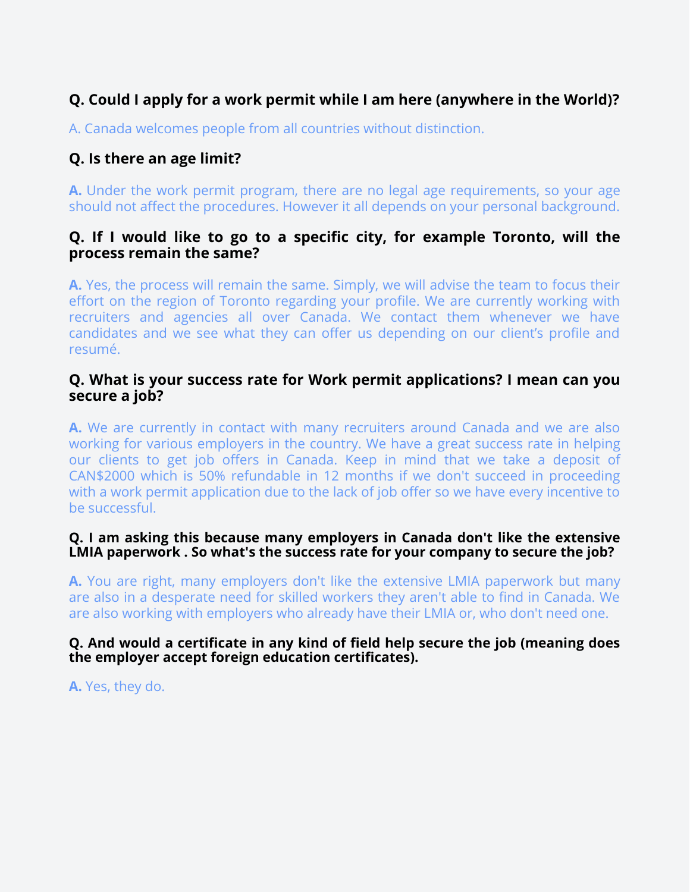### Q. Could I apply for a work permit while I am here (anywhere in the World)?

A. Canada welcomes people from all countries without distinction.

### Q. Is there an age limit?

**A.** Under the work permit program, there are no legal age requirements, so your age should not affect the procedures. However it all depends on your personal background.

### Q. If I would like to go to a specific city, for example Toronto, will the process remain the same?

**A.** Yes, the process will remain the same. Simply, we will advise the team to focus their effort on the region of Toronto regarding your profile. We are currently working with recruiters and agencies all over Canada. We contact them whenever we have candidates and we see what they can offer us depending on our client's profile and resumé.

### Q. What is your success rate for Work permit applications? I mean can you secure a job?

**A.** We are currently in contact with many recruiters around Canada and we are also working for various employers in the country. We have a great success rate in helping our clients to get job offers in Canada. Keep in mind that we take a deposit of CAN$2000 which is 50% refundable in 12 months if we don't succeed in proceeding with a work permit application due to the lack of job offer so we have every incentive to be successful.

**Q. I am asking this because many employers in Canada don't like the extensive LMIA paperwork . So what's the success rate for your company to secure the job?**

**A.** You are right, many employers don't like the extensive LMIA paperwork but many are also in a desperate need for skilled workers they aren't able to find in Canada. We are also working with employers who already have their LMIA or, who don't need one.

**Q. And would a certificate in any kind of field help secure the job (meaning does the employer accept foreign education certificates).**

**A.** Yes, they do.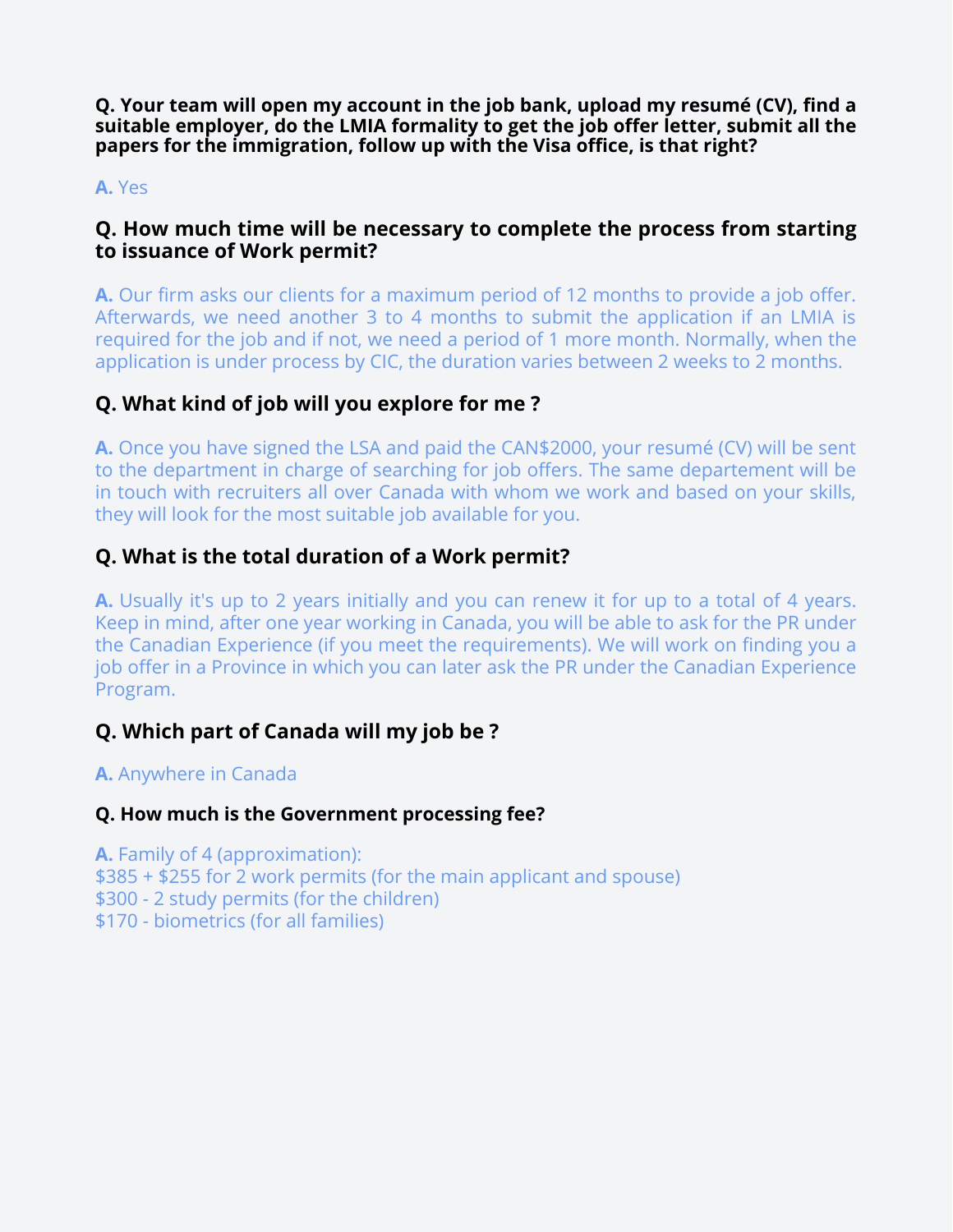**Q. Your team will open my account in the job bank, upload my resumé (CV), find a suitable employer, do the LMIA formality to get the job offer letter, submit all the papers for the immigration, follow up with the Visa office, is that right?**

**A.** Yes

### Q. How much time will be necessary to complete the process from starting to issuance of Work permit?

**A.** Our firm asks our clients for a maximum period of 12 months to provide a job offer. Afterwards, we need another 3 to 4 months to submit the application if an LMIA is required for the job and if not, we need a period of 1 more month. Normally, when the application is under process by CIC, the duration varies between 2 weeks to 2 months.

### Q. What kind of job will you explore for me ?

**A.** Once you have signed the LSA and paid the CAN$2000, your resumé (CV) will be sent to the department in charge of searching for job offers. The same departement will be in touch with recruiters all over Canada with whom we work and based on your skills, they will look for the most suitable job available for you.

### Q. What is the total duration of a Work permit?

**A.** Usually it's up to 2 years initially and you can renew it for up to a total of 4 years. Keep in mind, after one year working in Canada, you will be able to ask for the PR under the Canadian Experience (if you meet the requirements). We will work on finding you a job offer in a Province in which you can later ask the PR under the Canadian Experience Program.

### Q. Which part of Canada will my job be ?

**A.** Anywhere in Canada

**Q. How much is the Government processing fee?**

**A.** Family of 4 (approximation):
$385 + $255 for 2 work permits (for the main applicant and spouse)
$300 - 2 study permits (for the children)
$170 - biometrics (for all families)